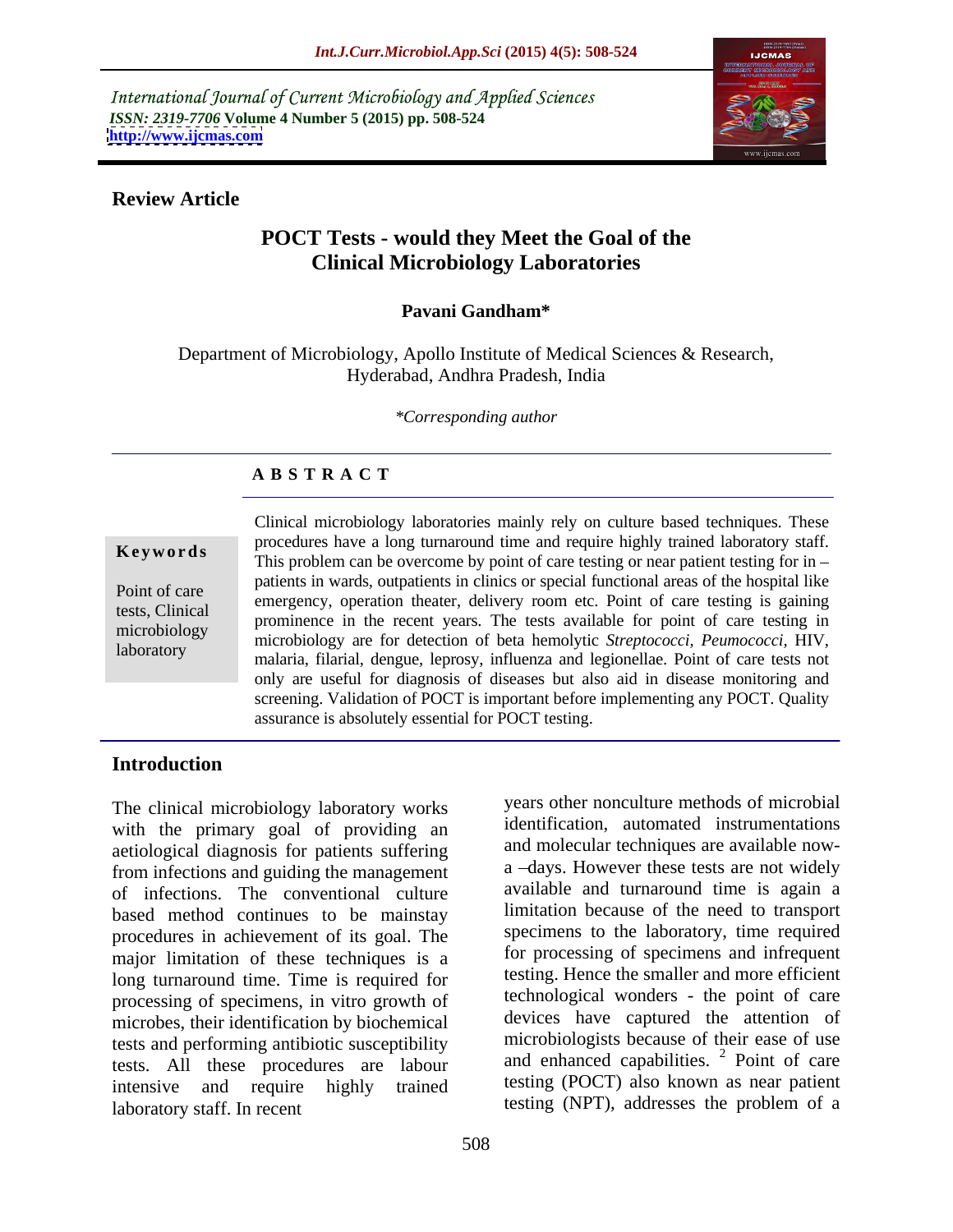International Journal of Current Microbiology and Applied Sciences
*ISSN: 2319-7706* **Volume 4 Number 5 (2015) pp. 508-524**
**http://www.ijcmas.com**

**Review Article**

# POCT Tests - would they Meet the Goal of the Clinical Microbiology Laboratories

**Pavani Gandham***

Department of Microbiology, Apollo Institute of Medical Sciences & Research, Hyderabad, Andhra Pradesh, India

*\*Corresponding author*

## A B S T R A C T

**Keywords**

Point of care tests, Clinical microbiology laboratory

Clinical microbiology laboratories mainly rely on culture based techniques. These procedures have a long turnaround time and require highly trained laboratory staff. This problem can be overcome by point of care testing or near patient testing for in – patients in wards, outpatients in clinics or special functional areas of the hospital like emergency, operation theater, delivery room etc. Point of care testing is gaining prominence in the recent years. The tests available for point of care testing in microbiology are for detection of beta hemolytic *Streptococci, Peumococci,* HIV, malaria, filarial, dengue, leprosy, influenza and legionellae. Point of care tests not only are useful for diagnosis of diseases but also aid in disease monitoring and screening. Validation of POCT is important before implementing any POCT. Quality assurance is absolutely essential for POCT testing.

## Introduction

The clinical microbiology laboratory works with the primary goal of providing an aetiological diagnosis for patients suffering from infections and guiding the management of infections. The conventional culture based method continues to be mainstay procedures in achievement of its goal. The major limitation of these techniques is a long turnaround time. Time is required for processing of specimens, in vitro growth of microbes, their identification by biochemical tests and performing antibiotic susceptibility tests. All these procedures are labour intensive and require highly trained laboratory staff. In recent years other nonculture methods of microbial identification, automated instrumentations and molecular techniques are available now-a –days. However these tests are not widely available and turnaround time is again a limitation because of the need to transport specimens to the laboratory, time required for processing of specimens and infrequent testing. Hence the smaller and more efficient technological wonders - the point of care devices have captured the attention of microbiologists because of their ease of use and enhanced capabilities. [2] Point of care testing (POCT) also known as near patient testing (NPT), addresses the problem of a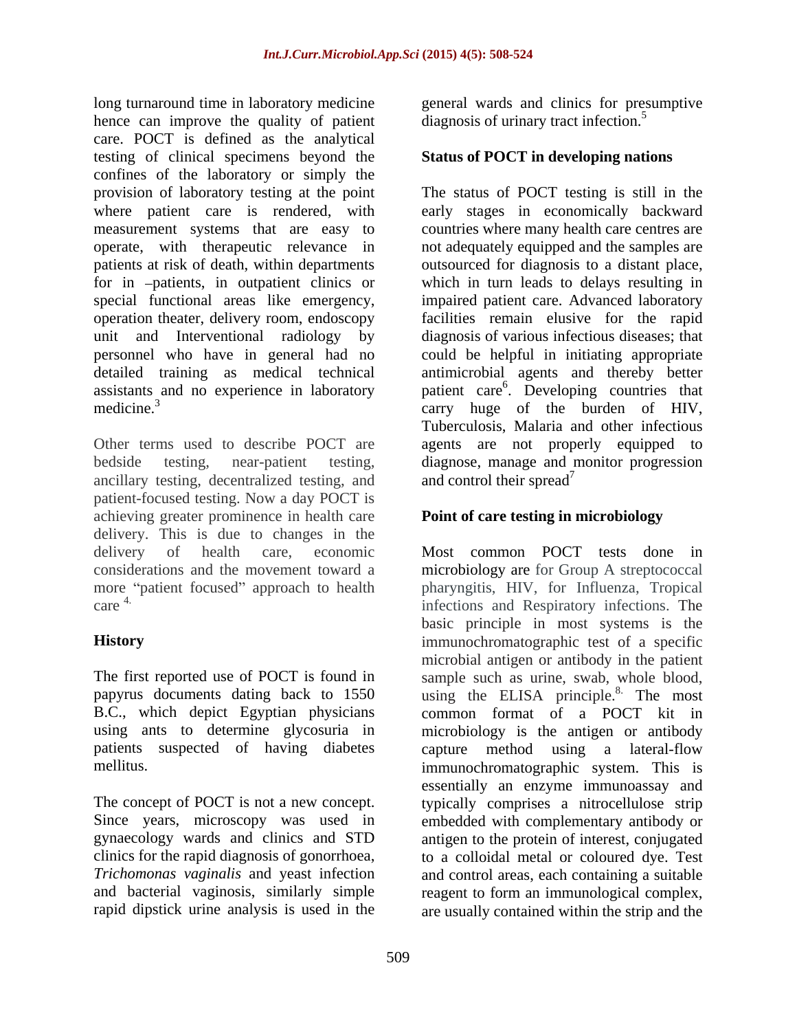long turnaround time in laboratory medicine hence can improve the quality of patient care. POCT is defined as the analytical testing of clinical specimens beyond the confines of the laboratory or simply the provision of laboratory testing at the point where patient care is rendered, with measurement systems that are easy to operate, with therapeutic relevance in patients at risk of death, within departments for in –patients, in outpatient clinics or special functional areas like emergency, operation theater, delivery room, endoscopy unit and Interventional radiology by personnel who have in general had no detailed training as medical technical assistants and no experience in laboratory medicine.[3]

Other terms used to describe POCT are bedside testing, near-patient testing, ancillary testing, decentralized testing, and patient-focused testing. Now a day POCT is achieving greater prominence in health care delivery. This is due to changes in the delivery of health care, economic considerations and the movement toward a more "patient focused" approach to health care [4].

## History

The first reported use of POCT is found in papyrus documents dating back to 1550 B.C., which depict Egyptian physicians using ants to determine glycosuria in patients suspected of having diabetes mellitus.

The concept of POCT is not a new concept. Since years, microscopy was used in gynaecology wards and clinics and STD clinics for the rapid diagnosis of gonorrhoea, *Trichomonas vaginalis* and yeast infection and bacterial vaginosis, similarly simple rapid dipstick urine analysis is used in the general wards and clinics for presumptive diagnosis of urinary tract infection.[5]

## Status of POCT in developing nations

The status of POCT testing is still in the early stages in economically backward countries where many health care centres are not adequately equipped and the samples are outsourced for diagnosis to a distant place, which in turn leads to delays resulting in impaired patient care. Advanced laboratory facilities remain elusive for the rapid diagnosis of various infectious diseases; that could be helpful in initiating appropriate antimicrobial agents and thereby better patient care[6]. Developing countries that carry huge of the burden of HIV, Tuberculosis, Malaria and other infectious agents are not properly equipped to diagnose, manage and monitor progression and control their spread[7]

## Point of care testing in microbiology

Most common POCT tests done in microbiology are for Group A streptococcal pharyngitis, HIV, for Influenza, Tropical infections and Respiratory infections. The basic principle in most systems is the immunochromatographic test of a specific microbial antigen or antibody in the patient sample such as urine, swab, whole blood, using the ELISA principle.[8] The most common format of a POCT kit in microbiology is the antigen or antibody capture method using a lateral-flow immunochromatographic system. This is essentially an enzyme immunoassay and typically comprises a nitrocellulose strip embedded with complementary antibody or antigen to the protein of interest, conjugated to a colloidal metal or coloured dye. Test and control areas, each containing a suitable reagent to form an immunological complex, are usually contained within the strip and the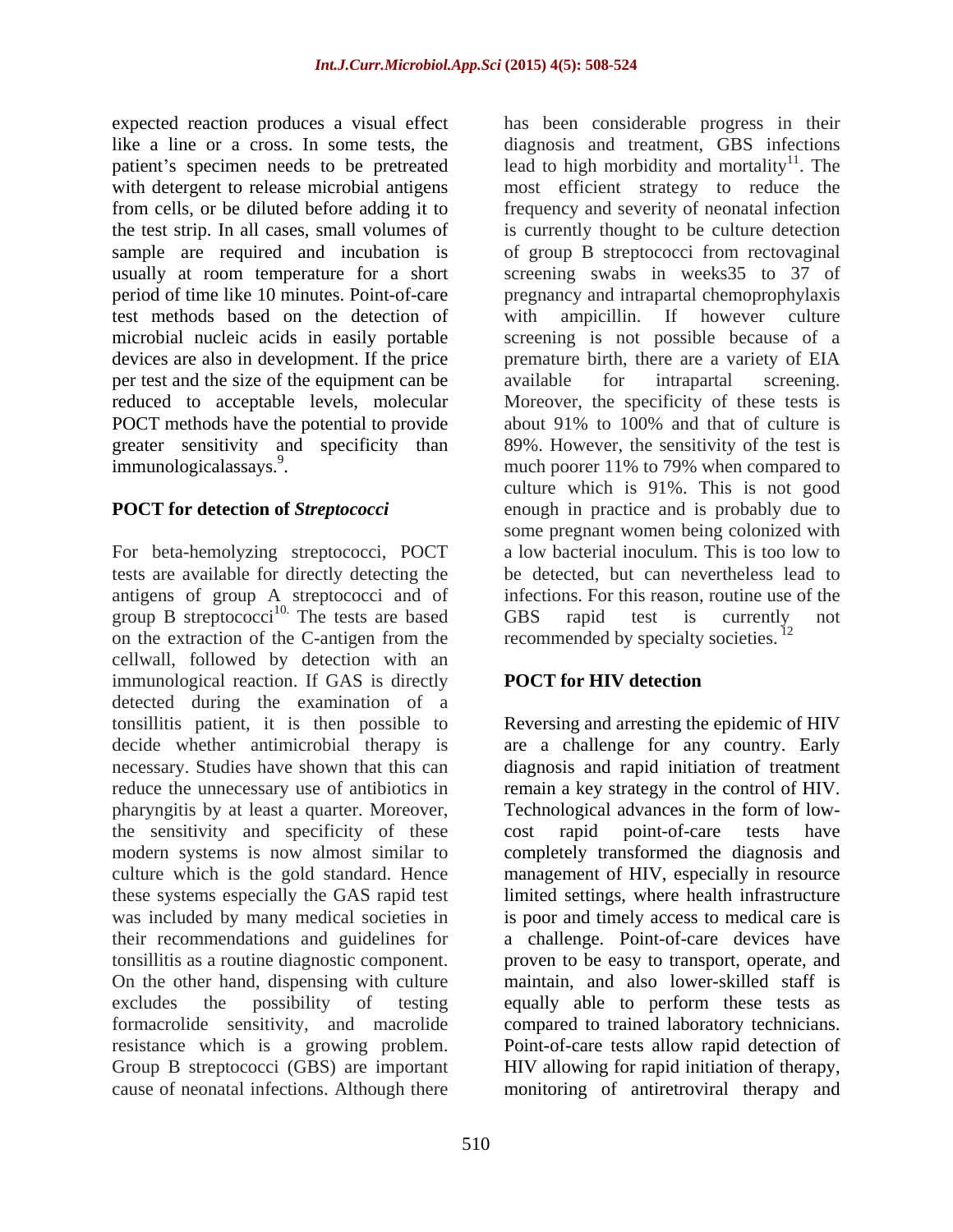expected reaction produces a visual effect like a line or a cross. In some tests, the patient's specimen needs to be pretreated with detergent to release microbial antigens from cells, or be diluted before adding it to the test strip. In all cases, small volumes of sample are required and incubation is usually at room temperature for a short period of time like 10 minutes. Point-of-care test methods based on the detection of microbial nucleic acids in easily portable devices are also in development. If the price per test and the size of the equipment can be reduced to acceptable levels, molecular POCT methods have the potential to provide greater sensitivity and specificity than immunologicalassays.[9].

## POCT for detection of *Streptococci*

For beta-hemolyzing streptococci, POCT tests are available for directly detecting the antigens of group A streptococci and of group B streptococci[10.] The tests are based on the extraction of the C-antigen from the cellwall, followed by detection with an immunological reaction. If GAS is directly detected during the examination of a tonsillitis patient, it is then possible to decide whether antimicrobial therapy is necessary. Studies have shown that this can reduce the unnecessary use of antibiotics in pharyngitis by at least a quarter. Moreover, the sensitivity and specificity of these modern systems is now almost similar to culture which is the gold standard. Hence these systems especially the GAS rapid test was included by many medical societies in their recommendations and guidelines for tonsillitis as a routine diagnostic component. On the other hand, dispensing with culture excludes the possibility of testing formacrolide sensitivity, and macrolide resistance which is a growing problem. Group B streptococci (GBS) are important cause of neonatal infections. Although there has been considerable progress in their diagnosis and treatment, GBS infections lead to high morbidity and mortality[11]. The most efficient strategy to reduce the frequency and severity of neonatal infection is currently thought to be culture detection of group B streptococci from rectovaginal screening swabs in weeks35 to 37 of pregnancy and intrapartal chemoprophylaxis with ampicillin. If however culture screening is not possible because of a premature birth, there are a variety of EIA available for intrapartal screening. Moreover, the specificity of these tests is about 91% to 100% and that of culture is 89%. However, the sensitivity of the test is much poorer 11% to 79% when compared to culture which is 91%. This is not good enough in practice and is probably due to some pregnant women being colonized with a low bacterial inoculum. This is too low to be detected, but can nevertheless lead to infections. For this reason, routine use of the GBS rapid test is currently not recommended by specialty societies. [12]

## POCT for HIV detection

Reversing and arresting the epidemic of HIV are a challenge for any country. Early diagnosis and rapid initiation of treatment remain a key strategy in the control of HIV. Technological advances in the form of low-cost rapid point-of-care tests have completely transformed the diagnosis and management of HIV, especially in resource limited settings, where health infrastructure is poor and timely access to medical care is a challenge. Point-of-care devices have proven to be easy to transport, operate, and maintain, and also lower-skilled staff is equally able to perform these tests as compared to trained laboratory technicians. Point-of-care tests allow rapid detection of HIV allowing for rapid initiation of therapy, monitoring of antiretroviral therapy and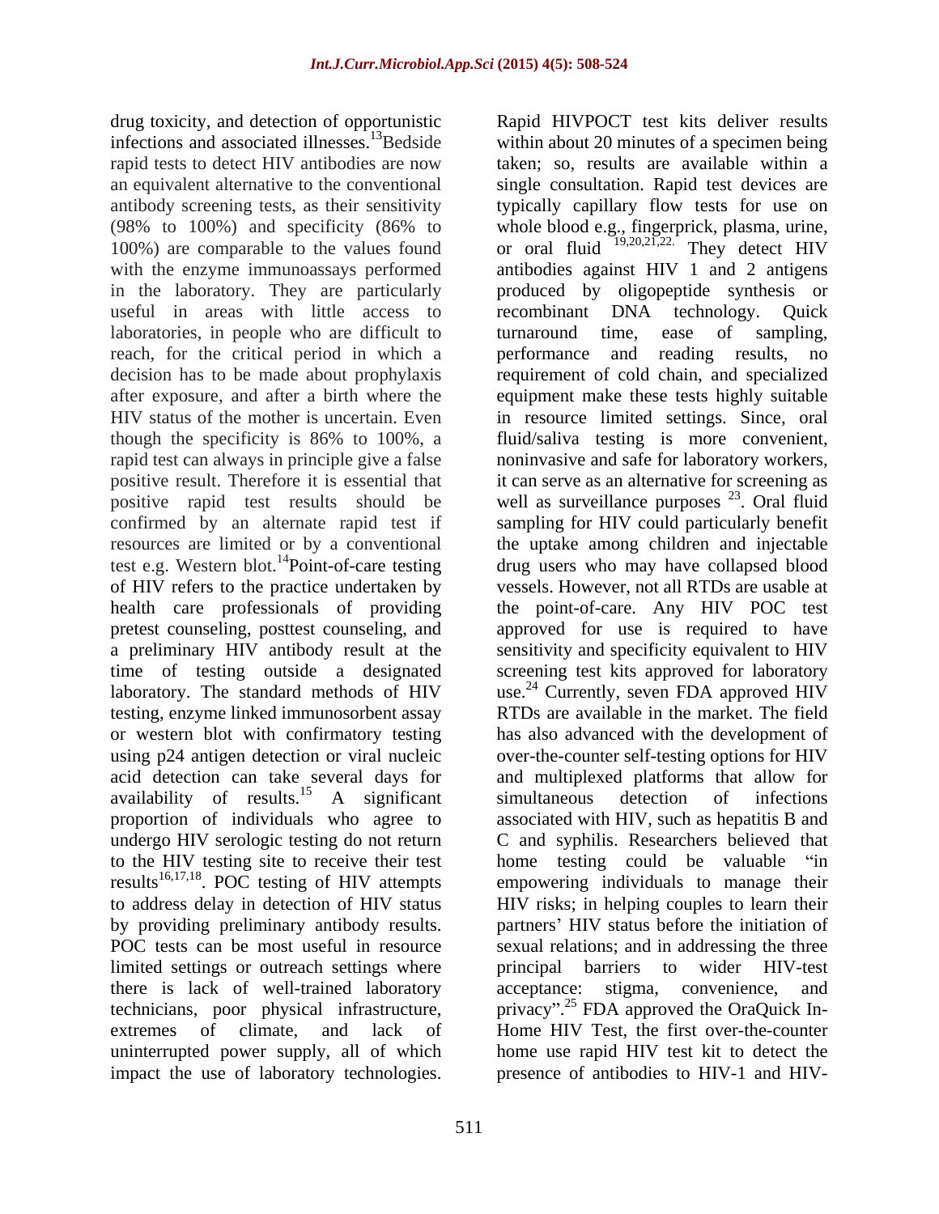drug toxicity, and detection of opportunistic infections and associated illnesses.[13] Bedside rapid tests to detect HIV antibodies are now an equivalent alternative to the conventional antibody screening tests, as their sensitivity (98% to 100%) and specificity (86% to 100%) are comparable to the values found with the enzyme immunoassays performed in the laboratory. They are particularly useful in areas with little access to laboratories, in people who are difficult to reach, for the critical period in which a decision has to be made about prophylaxis after exposure, and after a birth where the HIV status of the mother is uncertain. Even though the specificity is 86% to 100%, a rapid test can always in principle give a false positive result. Therefore it is essential that positive rapid test results should be confirmed by an alternate rapid test if resources are limited or by a conventional test e.g. Western blot.[14] Point-of-care testing of HIV refers to the practice undertaken by health care professionals of providing pretest counseling, posttest counseling, and a preliminary HIV antibody result at the time of testing outside a designated laboratory. The standard methods of HIV testing, enzyme linked immunosorbent assay or western blot with confirmatory testing using p24 antigen detection or viral nucleic acid detection can take several days for availability of results.[15] A significant proportion of individuals who agree to undergo HIV serologic testing do not return to the HIV testing site to receive their test results[16,17,18]. POC testing of HIV attempts to address delay in detection of HIV status by providing preliminary antibody results. POC tests can be most useful in resource limited settings or outreach settings where there is lack of well-trained laboratory technicians, poor physical infrastructure, extremes of climate, and lack of uninterrupted power supply, all of which impact the use of laboratory technologies.

Rapid HIVPOCT test kits deliver results within about 20 minutes of a specimen being taken; so, results are available within a single consultation. Rapid test devices are typically capillary flow tests for use on whole blood e.g., fingerprick, plasma, urine, or oral fluid [19,20,21,22.] They detect HIV antibodies against HIV 1 and 2 antigens produced by oligopeptide synthesis or recombinant DNA technology. Quick turnaround time, ease of sampling, performance and reading results, no requirement of cold chain, and specialized equipment make these tests highly suitable in resource limited settings. Since, oral fluid/saliva testing is more convenient, noninvasive and safe for laboratory workers, it can serve as an alternative for screening as well as surveillance purposes [23]. Oral fluid sampling for HIV could particularly benefit the uptake among children and injectable drug users who may have collapsed blood vessels. However, not all RTDs are usable at the point-of-care. Any HIV POC test approved for use is required to have sensitivity and specificity equivalent to HIV screening test kits approved for laboratory use.[24] Currently, seven FDA approved HIV RTDs are available in the market. The field has also advanced with the development of over-the-counter self-testing options for HIV and multiplexed platforms that allow for simultaneous detection of infections associated with HIV, such as hepatitis B and C and syphilis. Researchers believed that home testing could be valuable "in empowering individuals to manage their HIV risks; in helping couples to learn their partners' HIV status before the initiation of sexual relations; and in addressing the three principal barriers to wider HIV-test acceptance: stigma, convenience, and privacy".[25] FDA approved the OraQuick In-Home HIV Test, the first over-the-counter home use rapid HIV test kit to detect the presence of antibodies to HIV-1 and HIV-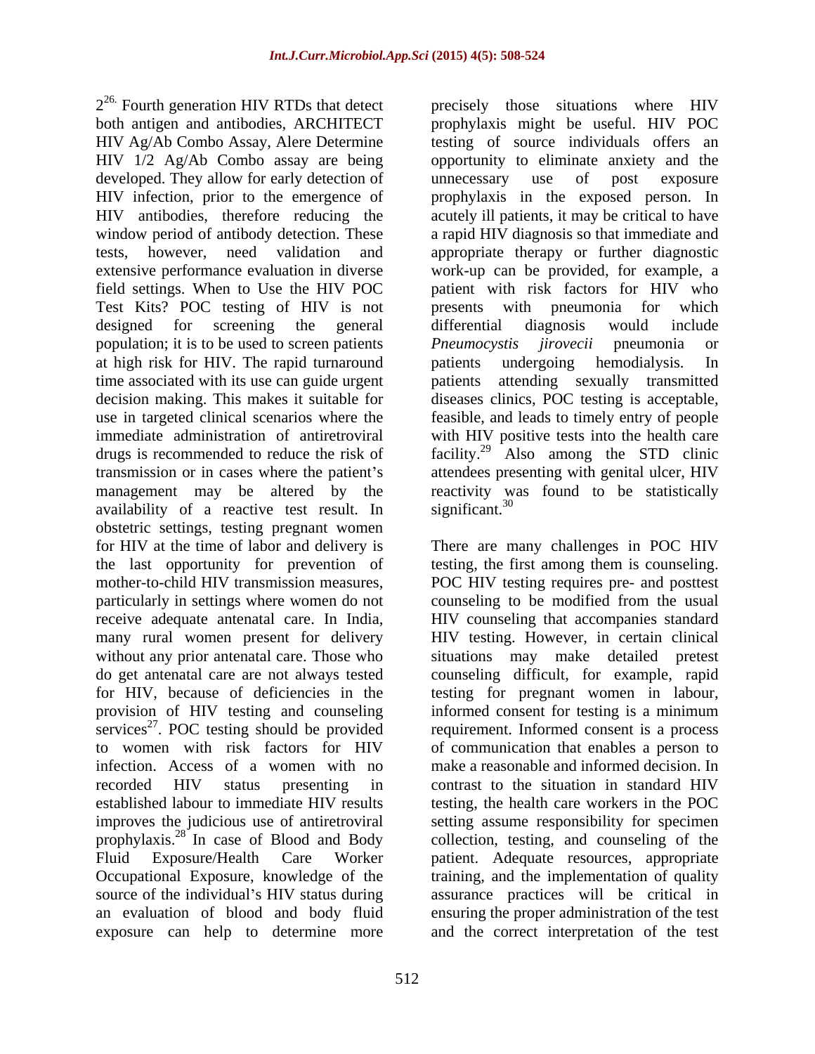2[26]. Fourth generation HIV RTDs that detect both antigen and antibodies, ARCHITECT HIV Ag/Ab Combo Assay, Alere Determine HIV 1/2 Ag/Ab Combo assay are being developed. They allow for early detection of HIV infection, prior to the emergence of HIV antibodies, therefore reducing the window period of antibody detection. These tests, however, need validation and extensive performance evaluation in diverse field settings. When to Use the HIV POC Test Kits? POC testing of HIV is not designed for screening the general population; it is to be used to screen patients at high risk for HIV. The rapid turnaround time associated with its use can guide urgent decision making. This makes it suitable for use in targeted clinical scenarios where the immediate administration of antiretroviral drugs is recommended to reduce the risk of transmission or in cases where the patient's management may be altered by the availability of a reactive test result. In obstetric settings, testing pregnant women for HIV at the time of labor and delivery is the last opportunity for prevention of mother-to-child HIV transmission measures, particularly in settings where women do not receive adequate antenatal care. In India, many rural women present for delivery without any prior antenatal care. Those who do get antenatal care are not always tested for HIV, because of deficiencies in the provision of HIV testing and counseling services[27]. POC testing should be provided to women with risk factors for HIV infection. Access of a women with no recorded HIV status presenting in established labour to immediate HIV results improves the judicious use of antiretroviral prophylaxis.[28] In case of Blood and Body Fluid Exposure/Health Care Worker Occupational Exposure, knowledge of the source of the individual's HIV status during an evaluation of blood and body fluid exposure can help to determine more precisely those situations where HIV prophylaxis might be useful. HIV POC testing of source individuals offers an opportunity to eliminate anxiety and the unnecessary use of post exposure prophylaxis in the exposed person. In acutely ill patients, it may be critical to have a rapid HIV diagnosis so that immediate and appropriate therapy or further diagnostic work-up can be provided, for example, a patient with risk factors for HIV who presents with pneumonia for which differential diagnosis would include *Pneumocystis jirovecii* pneumonia or patients undergoing hemodialysis. In patients attending sexually transmitted diseases clinics, POC testing is acceptable, feasible, and leads to timely entry of people with HIV positive tests into the health care facility.[29] Also among the STD clinic attendees presenting with genital ulcer, HIV reactivity was found to be statistically significant.[30]

There are many challenges in POC HIV testing, the first among them is counseling. POC HIV testing requires pre- and posttest counseling to be modified from the usual HIV counseling that accompanies standard HIV testing. However, in certain clinical situations may make detailed pretest counseling difficult, for example, rapid testing for pregnant women in labour, informed consent for testing is a minimum requirement. Informed consent is a process of communication that enables a person to make a reasonable and informed decision. In contrast to the situation in standard HIV testing, the health care workers in the POC setting assume responsibility for specimen collection, testing, and counseling of the patient. Adequate resources, appropriate training, and the implementation of quality assurance practices will be critical in ensuring the proper administration of the test and the correct interpretation of the test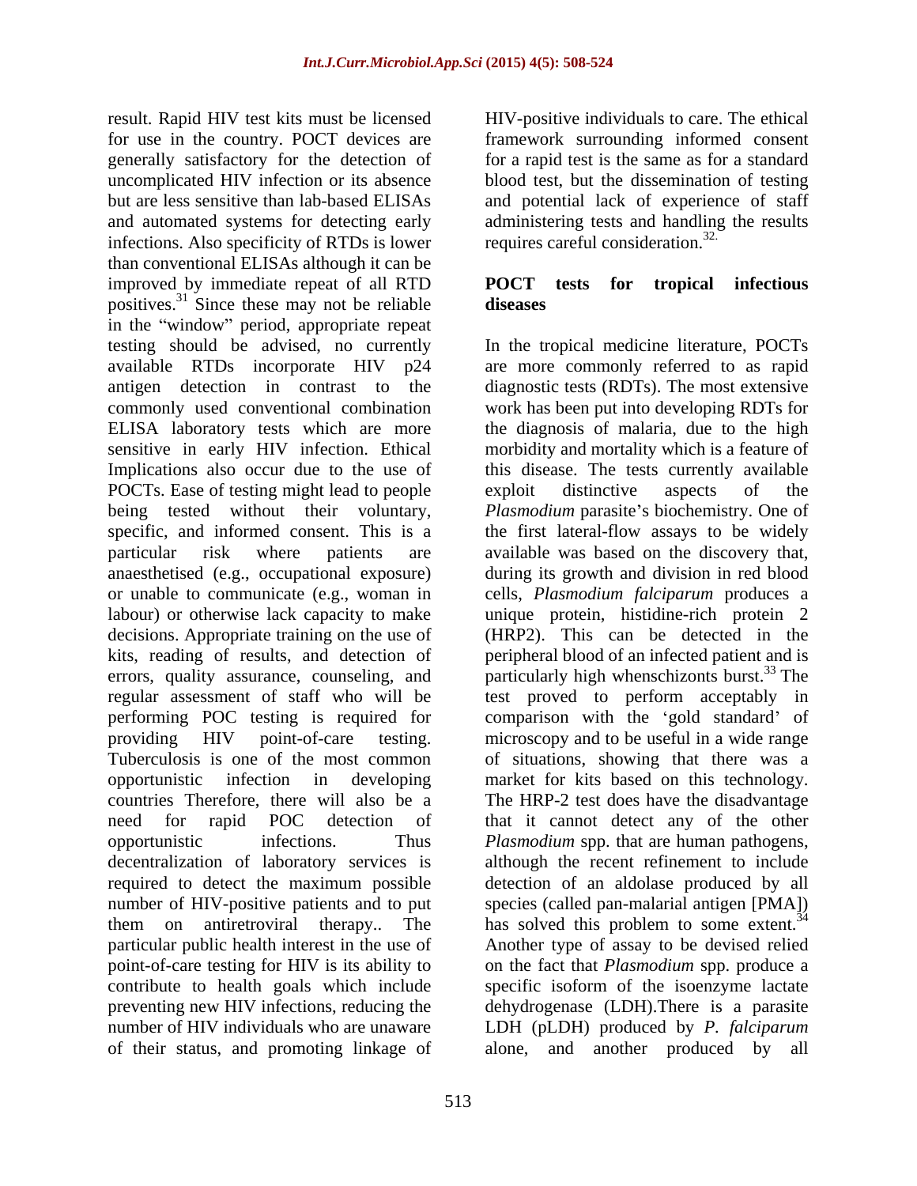result. Rapid HIV test kits must be licensed for use in the country. POCT devices are generally satisfactory for the detection of uncomplicated HIV infection or its absence but are less sensitive than lab-based ELISAs and automated systems for detecting early infections. Also specificity of RTDs is lower than conventional ELISAs although it can be improved by immediate repeat of all RTD positives.[31] Since these may not be reliable in the "window" period, appropriate repeat testing should be advised, no currently available RTDs incorporate HIV p24 antigen detection in contrast to the commonly used conventional combination ELISA laboratory tests which are more sensitive in early HIV infection. Ethical Implications also occur due to the use of POCTs. Ease of testing might lead to people being tested without their voluntary, specific, and informed consent. This is a particular risk where patients are anaesthetised (e.g., occupational exposure) or unable to communicate (e.g., woman in labour) or otherwise lack capacity to make decisions. Appropriate training on the use of kits, reading of results, and detection of errors, quality assurance, counseling, and regular assessment of staff who will be performing POC testing is required for providing HIV point-of-care testing. Tuberculosis is one of the most common opportunistic infection in developing countries Therefore, there will also be a need for rapid POC detection of opportunistic infections. Thus decentralization of laboratory services is required to detect the maximum possible number of HIV-positive patients and to put them on antiretroviral therapy.. The particular public health interest in the use of point-of-care testing for HIV is its ability to contribute to health goals which include preventing new HIV infections, reducing the number of HIV individuals who are unaware of their status, and promoting linkage of HIV-positive individuals to care. The ethical framework surrounding informed consent for a rapid test is the same as for a standard blood test, but the dissemination of testing and potential lack of experience of staff administering tests and handling the results requires careful consideration.[32.]

## POCT tests for tropical infectious diseases

In the tropical medicine literature, POCTs are more commonly referred to as rapid diagnostic tests (RDTs). The most extensive work has been put into developing RDTs for the diagnosis of malaria, due to the high morbidity and mortality which is a feature of this disease. The tests currently available exploit distinctive aspects of the *Plasmodium* parasite's biochemistry. One of the first lateral-flow assays to be widely available was based on the discovery that, during its growth and division in red blood cells, *Plasmodium falciparum* produces a unique protein, histidine-rich protein 2 (HRP2). This can be detected in the peripheral blood of an infected patient and is particularly high whenschizonts burst.[33] The test proved to perform acceptably in comparison with the 'gold standard' of microscopy and to be useful in a wide range of situations, showing that there was a market for kits based on this technology. The HRP-2 test does have the disadvantage that it cannot detect any of the other *Plasmodium* spp. that are human pathogens, although the recent refinement to include detection of an aldolase produced by all species (called pan-malarial antigen [PMA]) has solved this problem to some extent.[34] Another type of assay to be devised relied on the fact that *Plasmodium* spp. produce a specific isoform of the isoenzyme lactate dehydrogenase (LDH).There is a parasite LDH (pLDH) produced by *P. falciparum* alone, and another produced by all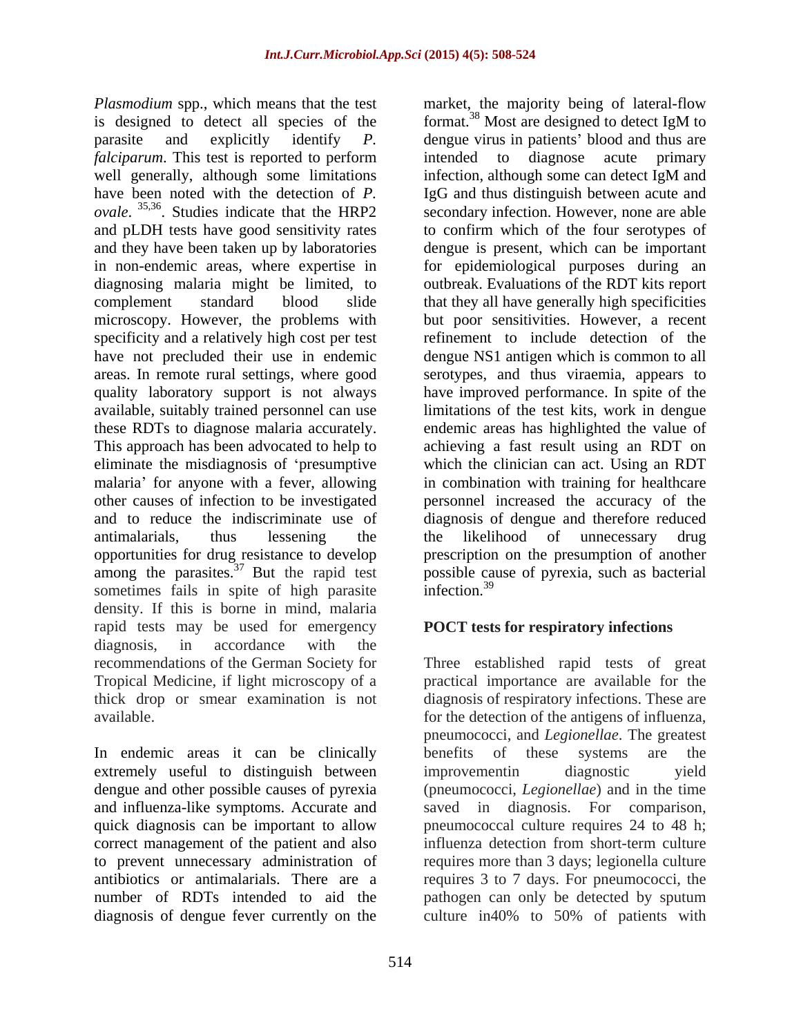*Plasmodium* spp., which means that the test is designed to detect all species of the parasite and explicitly identify *P. falciparum*. This test is reported to perform well generally, although some limitations have been noted with the detection of *P. ovale*.[35,36]. Studies indicate that the HRP2 and pLDH tests have good sensitivity rates and they have been taken up by laboratories in non-endemic areas, where expertise in diagnosing malaria might be limited, to complement standard blood slide microscopy. However, the problems with specificity and a relatively high cost per test have not precluded their use in endemic areas. In remote rural settings, where good quality laboratory support is not always available, suitably trained personnel can use these RDTs to diagnose malaria accurately. This approach has been advocated to help to eliminate the misdiagnosis of 'presumptive malaria' for anyone with a fever, allowing other causes of infection to be investigated and to reduce the indiscriminate use of antimalarials, thus lessening the opportunities for drug resistance to develop among the parasites.[37] But the rapid test sometimes fails in spite of high parasite density. If this is borne in mind, malaria rapid tests may be used for emergency diagnosis, in accordance with the recommendations of the German Society for Tropical Medicine, if light microscopy of a thick drop or smear examination is not available.

In endemic areas it can be clinically extremely useful to distinguish between dengue and other possible causes of pyrexia and influenza-like symptoms. Accurate and quick diagnosis can be important to allow correct management of the patient and also to prevent unnecessary administration of antibiotics or antimalarials. There are a number of RDTs intended to aid the diagnosis of dengue fever currently on the market, the majority being of lateral-flow format.[38] Most are designed to detect IgM to dengue virus in patients' blood and thus are intended to diagnose acute primary infection, although some can detect IgM and IgG and thus distinguish between acute and secondary infection. However, none are able to confirm which of the four serotypes of dengue is present, which can be important for epidemiological purposes during an outbreak. Evaluations of the RDT kits report that they all have generally high specificities but poor sensitivities. However, a recent refinement to include detection of the dengue NS1 antigen which is common to all serotypes, and thus viraemia, appears to have improved performance. In spite of the limitations of the test kits, work in dengue endemic areas has highlighted the value of achieving a fast result using an RDT on which the clinician can act. Using an RDT in combination with training for healthcare personnel increased the accuracy of the diagnosis of dengue and therefore reduced the likelihood of unnecessary drug prescription on the presumption of another possible cause of pyrexia, such as bacterial infection.[39]

## POCT tests for respiratory infections

Three established rapid tests of great practical importance are available for the diagnosis of respiratory infections. These are for the detection of the antigens of influenza, pneumococci, and *Legionellae*. The greatest benefits of these systems are the improvementin diagnostic yield (pneumococci, *Legionellae*) and in the time saved in diagnosis. For comparison, pneumococcal culture requires 24 to 48 h; influenza detection from short-term culture requires more than 3 days; legionella culture requires 3 to 7 days. For pneumococci, the pathogen can only be detected by sputum culture in40% to 50% of patients with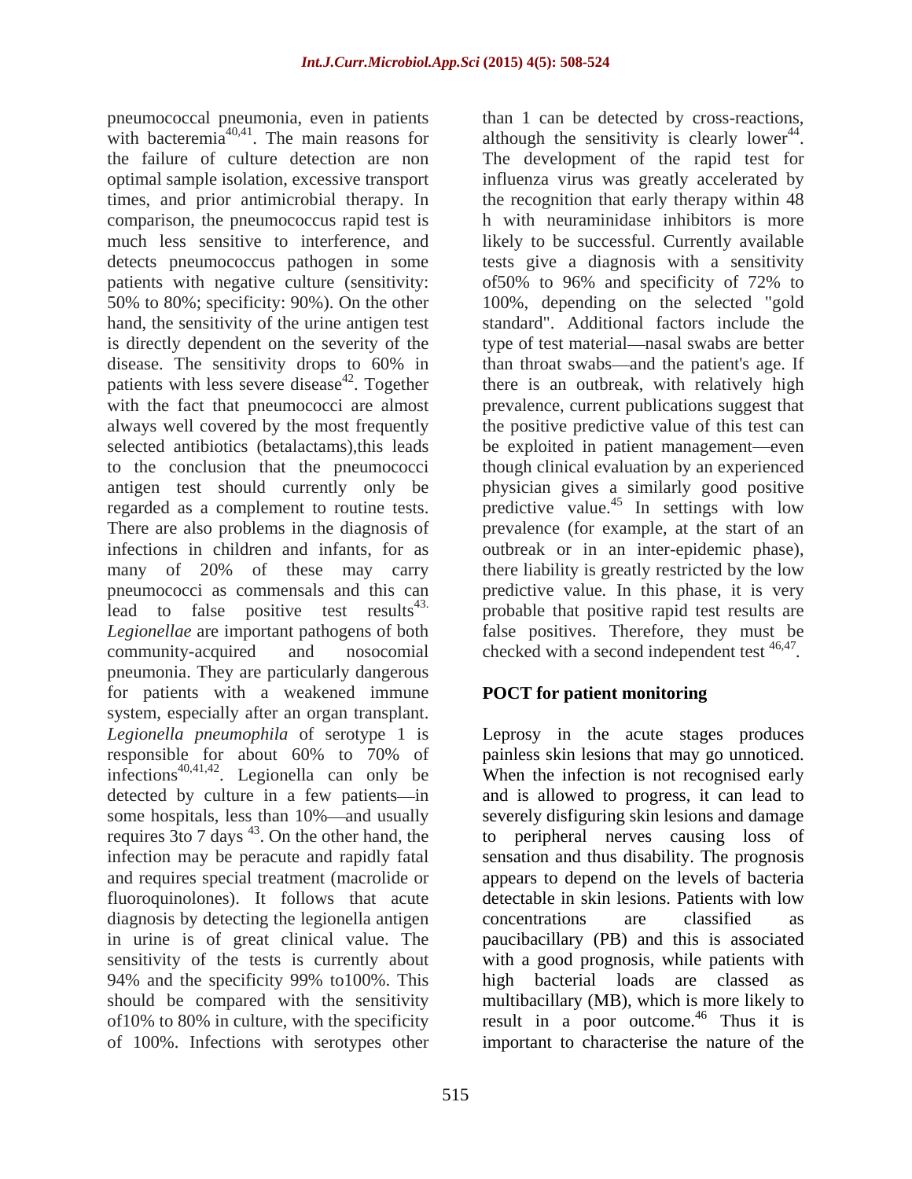pneumococcal pneumonia, even in patients with bacteremia[40,41]. The main reasons for the failure of culture detection are non optimal sample isolation, excessive transport times, and prior antimicrobial therapy. In comparison, the pneumococcus rapid test is much less sensitive to interference, and detects pneumococcus pathogen in some patients with negative culture (sensitivity: 50% to 80%; specificity: 90%). On the other hand, the sensitivity of the urine antigen test is directly dependent on the severity of the disease. The sensitivity drops to 60% in patients with less severe disease[42]. Together with the fact that pneumococci are almost always well covered by the most frequently selected antibiotics (betalactams),this leads to the conclusion that the pneumococci antigen test should currently only be regarded as a complement to routine tests. There are also problems in the diagnosis of infections in children and infants, for as many of 20% of these may carry pneumococci as commensals and this can lead to false positive test results[43]. *Legionellae* are important pathogens of both community-acquired and nosocomial pneumonia. They are particularly dangerous for patients with a weakened immune system, especially after an organ transplant. *Legionella pneumophila* of serotype 1 is responsible for about 60% to 70% of infections[40,41,42]. Legionella can only be detected by culture in a few patients—in some hospitals, less than 10%—and usually requires 3to 7 days [43]. On the other hand, the infection may be peracute and rapidly fatal and requires special treatment (macrolide or fluoroquinolones). It follows that acute diagnosis by detecting the legionella antigen in urine is of great clinical value. The sensitivity of the tests is currently about 94% and the specificity 99% to100%. This should be compared with the sensitivity of10% to 80% in culture, with the specificity of 100%. Infections with serotypes other than 1 can be detected by cross-reactions, although the sensitivity is clearly lower[44]. The development of the rapid test for influenza virus was greatly accelerated by the recognition that early therapy within 48 h with neuraminidase inhibitors is more likely to be successful. Currently available tests give a diagnosis with a sensitivity of50% to 96% and specificity of 72% to 100%, depending on the selected "gold standard". Additional factors include the type of test material—nasal swabs are better than throat swabs—and the patient's age. If there is an outbreak, with relatively high prevalence, current publications suggest that the positive predictive value of this test can be exploited in patient management—even though clinical evaluation by an experienced physician gives a similarly good positive predictive value.[45] In settings with low prevalence (for example, at the start of an outbreak or in an inter-epidemic phase), there liability is greatly restricted by the low predictive value. In this phase, it is very probable that positive rapid test results are false positives. Therefore, they must be checked with a second independent test [46,47].

## POCT for patient monitoring

Leprosy in the acute stages produces painless skin lesions that may go unnoticed. When the infection is not recognised early and is allowed to progress, it can lead to severely disfiguring skin lesions and damage to peripheral nerves causing loss of sensation and thus disability. The prognosis appears to depend on the levels of bacteria detectable in skin lesions. Patients with low concentrations are classified as paucibacillary (PB) and this is associated with a good prognosis, while patients with high bacterial loads are classed as multibacillary (MB), which is more likely to result in a poor outcome.[46] Thus it is important to characterise the nature of the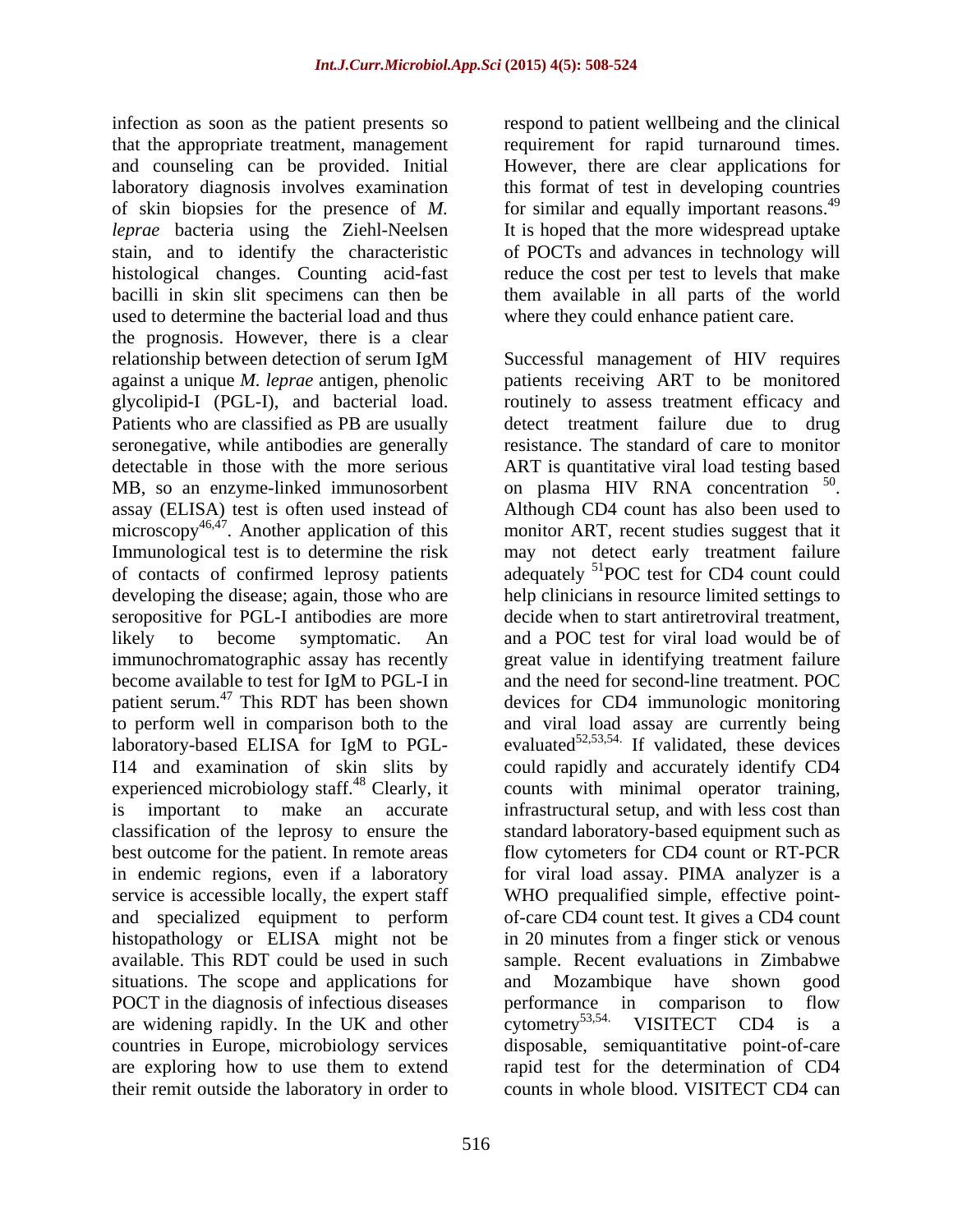infection as soon as the patient presents so that the appropriate treatment, management and counseling can be provided. Initial laboratory diagnosis involves examination of skin biopsies for the presence of *M. leprae* bacteria using the Ziehl-Neelsen stain, and to identify the characteristic histological changes. Counting acid-fast bacilli in skin slit specimens can then be used to determine the bacterial load and thus the prognosis. However, there is a clear relationship between detection of serum IgM against a unique *M. leprae* antigen, phenolic glycolipid-I (PGL-I), and bacterial load. Patients who are classified as PB are usually seronegative, while antibodies are generally detectable in those with the more serious MB, so an enzyme-linked immunosorbent assay (ELISA) test is often used instead of microscopy[46,47]. Another application of this Immunological test is to determine the risk of contacts of confirmed leprosy patients developing the disease; again, those who are seropositive for PGL-I antibodies are more likely to become symptomatic. An immunochromatographic assay has recently become available to test for IgM to PGL-I in patient serum.[47] This RDT has been shown to perform well in comparison both to the laboratory-based ELISA for IgM to PGL-I14 and examination of skin slits by experienced microbiology staff.[48] Clearly, it is important to make an accurate classification of the leprosy to ensure the best outcome for the patient. In remote areas in endemic regions, even if a laboratory service is accessible locally, the expert staff and specialized equipment to perform histopathology or ELISA might not be available. This RDT could be used in such situations. The scope and applications for POCT in the diagnosis of infectious diseases are widening rapidly. In the UK and other countries in Europe, microbiology services are exploring how to use them to extend their remit outside the laboratory in order to respond to patient wellbeing and the clinical requirement for rapid turnaround times. However, there are clear applications for this format of test in developing countries for similar and equally important reasons.[49] It is hoped that the more widespread uptake of POCTs and advances in technology will reduce the cost per test to levels that make them available in all parts of the world where they could enhance patient care.

Successful management of HIV requires patients receiving ART to be monitored routinely to assess treatment efficacy and detect treatment failure due to drug resistance. The standard of care to monitor ART is quantitative viral load testing based on plasma HIV RNA concentration [50]. Although CD4 count has also been used to monitor ART, recent studies suggest that it may not detect early treatment failure adequately [51]POC test for CD4 count could help clinicians in resource limited settings to decide when to start antiretroviral treatment, and a POC test for viral load would be of great value in identifying treatment failure and the need for second-line treatment. POC devices for CD4 immunologic monitoring and viral load assay are currently being evaluated[52,53,54]. If validated, these devices could rapidly and accurately identify CD4 counts with minimal operator training, infrastructural setup, and with less cost than standard laboratory-based equipment such as flow cytometers for CD4 count or RT-PCR for viral load assay. PIMA analyzer is a WHO prequalified simple, effective point-of-care CD4 count test. It gives a CD4 count in 20 minutes from a finger stick or venous sample. Recent evaluations in Zimbabwe and Mozambique have shown good performance in comparison to flow cytometry[53,54]. VISITECT CD4 is a disposable, semiquantitative point-of-care rapid test for the determination of CD4 counts in whole blood. VISITECT CD4 can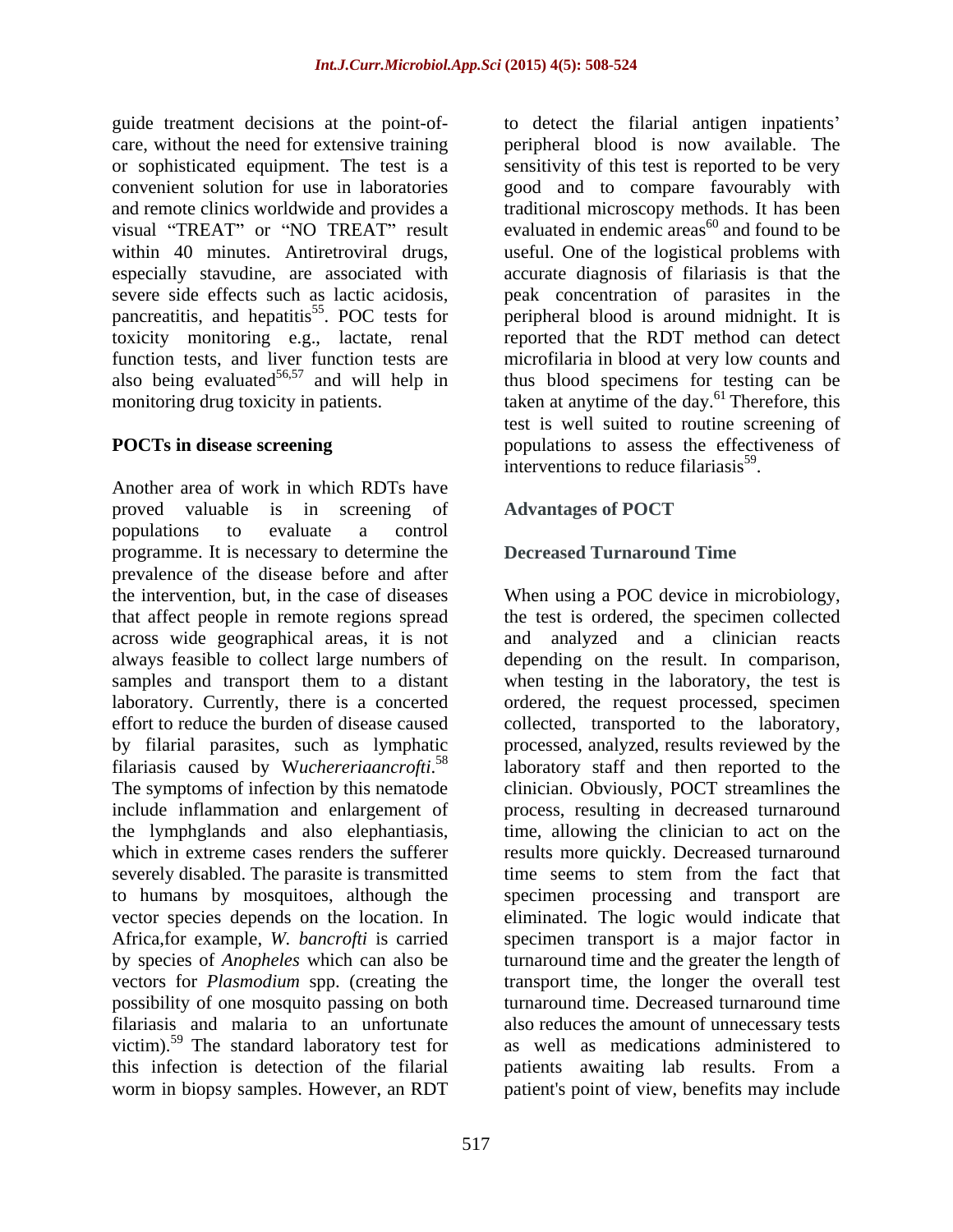guide treatment decisions at the point-of-care, without the need for extensive training or sophisticated equipment. The test is a convenient solution for use in laboratories and remote clinics worldwide and provides a visual "TREAT" or "NO TREAT" result within 40 minutes. Antiretroviral drugs, especially stavudine, are associated with severe side effects such as lactic acidosis, pancreatitis, and hepatitis[55]. POC tests for toxicity monitoring e.g., lactate, renal function tests, and liver function tests are also being evaluated[56,57] and will help in monitoring drug toxicity in patients.

## POCTs in disease screening

Another area of work in which RDTs have proved valuable is in screening of populations to evaluate a control programme. It is necessary to determine the prevalence of the disease before and after the intervention, but, in the case of diseases that affect people in remote regions spread across wide geographical areas, it is not always feasible to collect large numbers of samples and transport them to a distant laboratory. Currently, there is a concerted effort to reduce the burden of disease caused by filarial parasites, such as lymphatic filariasis caused by W*uchereriaancrofti*.[58] The symptoms of infection by this nematode include inflammation and enlargement of the lymphglands and also elephantiasis, which in extreme cases renders the sufferer severely disabled. The parasite is transmitted to humans by mosquitoes, although the vector species depends on the location. In Africa,for example, *W. bancrofti* is carried by species of *Anopheles* which can also be vectors for *Plasmodium* spp. (creating the possibility of one mosquito passing on both filariasis and malaria to an unfortunate victim).[59] The standard laboratory test for this infection is detection of the filarial worm in biopsy samples. However, an RDT to detect the filarial antigen inpatients' peripheral blood is now available. The sensitivity of this test is reported to be very good and to compare favourably with traditional microscopy methods. It has been evaluated in endemic areas[60] and found to be useful. One of the logistical problems with accurate diagnosis of filariasis is that the peak concentration of parasites in the peripheral blood is around midnight. It is reported that the RDT method can detect microfilaria in blood at very low counts and thus blood specimens for testing can be taken at anytime of the day.[61] Therefore, this test is well suited to routine screening of populations to assess the effectiveness of interventions to reduce filariasis[59].

## Advantages of POCT

### Decreased Turnaround Time

When using a POC device in microbiology, the test is ordered, the specimen collected and analyzed and a clinician reacts depending on the result. In comparison, when testing in the laboratory, the test is ordered, the request processed, specimen collected, transported to the laboratory, processed, analyzed, results reviewed by the laboratory staff and then reported to the clinician. Obviously, POCT streamlines the process, resulting in decreased turnaround time, allowing the clinician to act on the results more quickly. Decreased turnaround time seems to stem from the fact that specimen processing and transport are eliminated. The logic would indicate that specimen transport is a major factor in turnaround time and the greater the length of transport time, the longer the overall test turnaround time. Decreased turnaround time also reduces the amount of unnecessary tests as well as medications administered to patients awaiting lab results. From a patient's point of view, benefits may include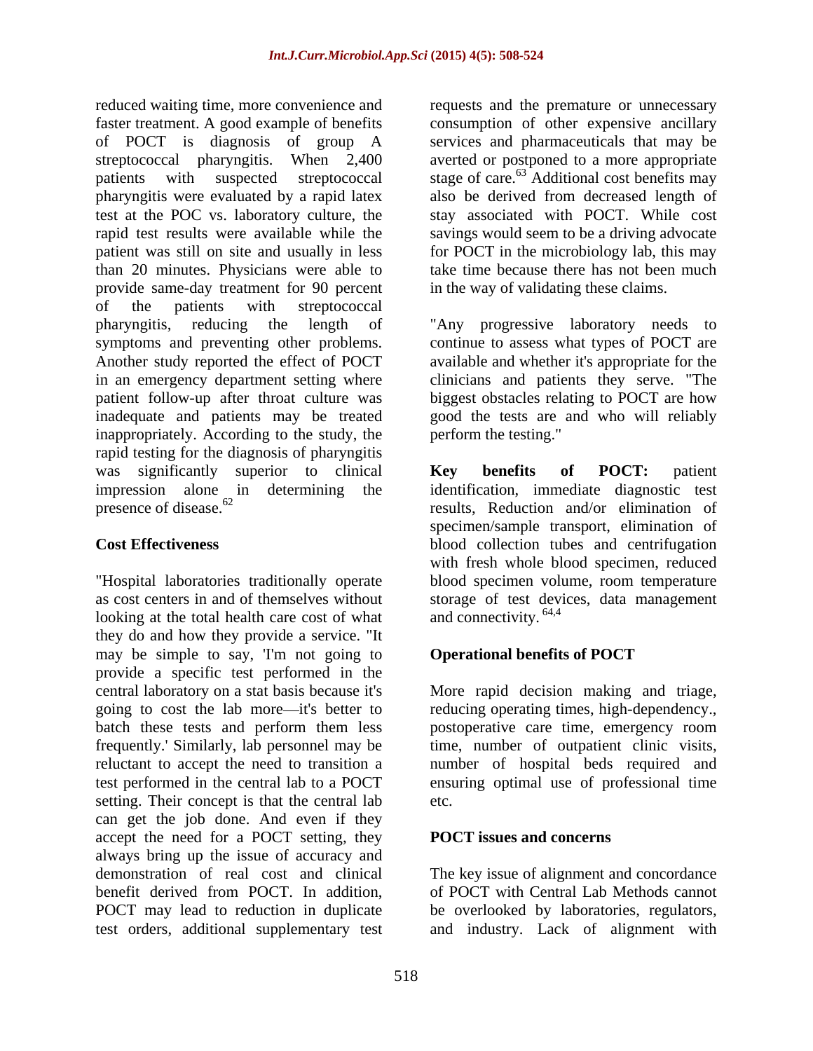reduced waiting time, more convenience and faster treatment. A good example of benefits of POCT is diagnosis of group A streptococcal pharyngitis. When 2,400 patients with suspected streptococcal pharyngitis were evaluated by a rapid latex test at the POC vs. laboratory culture, the rapid test results were available while the patient was still on site and usually in less than 20 minutes. Physicians were able to provide same-day treatment for 90 percent of the patients with streptococcal pharyngitis, reducing the length of symptoms and preventing other problems. Another study reported the effect of POCT in an emergency department setting where patient follow-up after throat culture was inadequate and patients may be treated inappropriately. According to the study, the rapid testing for the diagnosis of pharyngitis was significantly superior to clinical impression alone in determining the presence of disease.[62]

## Cost Effectiveness

"Hospital laboratories traditionally operate as cost centers in and of themselves without looking at the total health care cost of what they do and how they provide a service. "It may be simple to say, 'I'm not going to provide a specific test performed in the central laboratory on a stat basis because it's going to cost the lab more—it's better to batch these tests and perform them less frequently.' Similarly, lab personnel may be reluctant to accept the need to transition a test performed in the central lab to a POCT setting. Their concept is that the central lab can get the job done. And even if they accept the need for a POCT setting, they always bring up the issue of accuracy and demonstration of real cost and clinical benefit derived from POCT. In addition, POCT may lead to reduction in duplicate test orders, additional supplementary test requests and the premature or unnecessary consumption of other expensive ancillary services and pharmaceuticals that may be averted or postponed to a more appropriate stage of care.[63] Additional cost benefits may also be derived from decreased length of stay associated with POCT. While cost savings would seem to be a driving advocate for POCT in the microbiology lab, this may take time because there has not been much in the way of validating these claims.

"Any progressive laboratory needs to continue to assess what types of POCT are available and whether it's appropriate for the clinicians and patients they serve. "The biggest obstacles relating to POCT are how good the tests are and who will reliably perform the testing."

**Key benefits of POCT:** patient identification, immediate diagnostic test results, Reduction and/or elimination of specimen/sample transport, elimination of blood collection tubes and centrifugation with fresh whole blood specimen, reduced blood specimen volume, room temperature storage of test devices, data management and connectivity. [64,4]

## Operational benefits of POCT

More rapid decision making and triage, reducing operating times, high-dependency., postoperative care time, emergency room time, number of outpatient clinic visits, number of hospital beds required and ensuring optimal use of professional time etc.

## POCT issues and concerns

The key issue of alignment and concordance of POCT with Central Lab Methods cannot be overlooked by laboratories, regulators, and industry. Lack of alignment with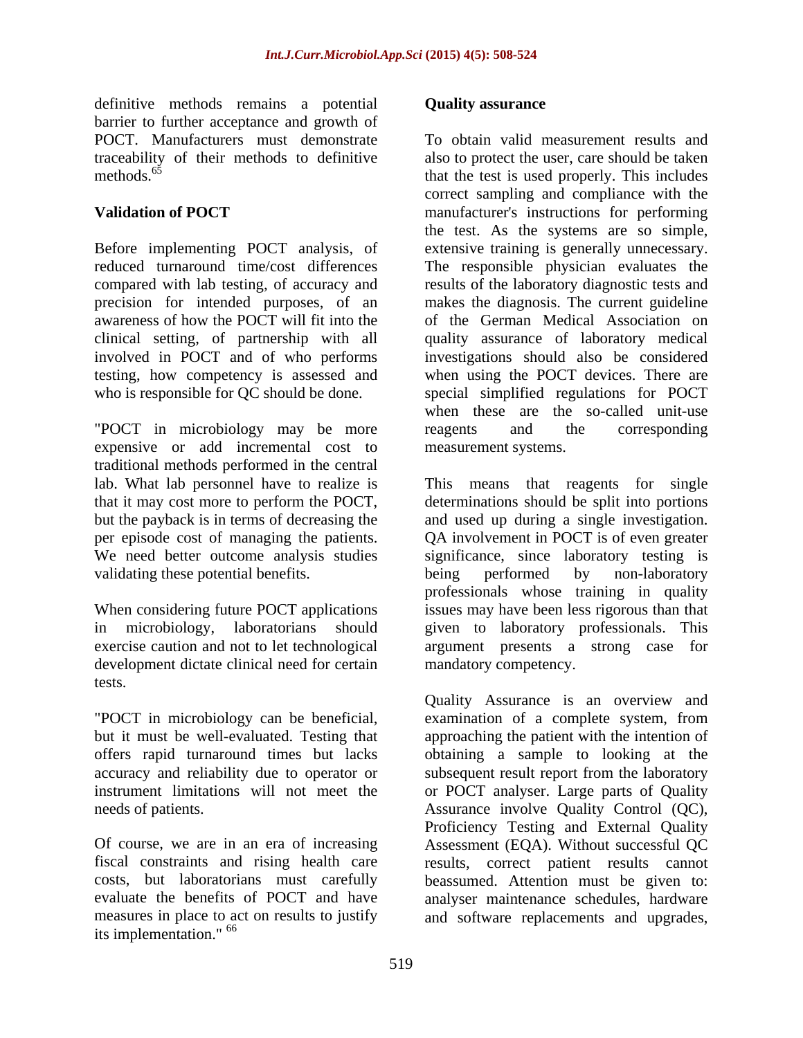definitive methods remains a potential barrier to further acceptance and growth of POCT. Manufacturers must demonstrate traceability of their methods to definitive methods.[65]

**Validation of POCT**

Before implementing POCT analysis, of reduced turnaround time/cost differences compared with lab testing, of accuracy and precision for intended purposes, of an awareness of how the POCT will fit into the clinical setting, of partnership with all involved in POCT and of who performs testing, how competency is assessed and who is responsible for QC should be done.

"POCT in microbiology may be more expensive or add incremental cost to traditional methods performed in the central lab. What lab personnel have to realize is that it may cost more to perform the POCT, but the payback is in terms of decreasing the per episode cost of managing the patients. We need better outcome analysis studies validating these potential benefits.

When considering future POCT applications in microbiology, laboratorians should exercise caution and not to let technological development dictate clinical need for certain tests.

"POCT in microbiology can be beneficial, but it must be well-evaluated. Testing that offers rapid turnaround times but lacks accuracy and reliability due to operator or instrument limitations will not meet the needs of patients.

Of course, we are in an era of increasing fiscal constraints and rising health care costs, but laboratorians must carefully evaluate the benefits of POCT and have measures in place to act on results to justify its implementation."[66]

**Quality assurance**

To obtain valid measurement results and also to protect the user, care should be taken that the test is used properly. This includes correct sampling and compliance with the manufacturer's instructions for performing the test. As the systems are so simple, extensive training is generally unnecessary. The responsible physician evaluates the results of the laboratory diagnostic tests and makes the diagnosis. The current guideline of the German Medical Association on quality assurance of laboratory medical investigations should also be considered when using the POCT devices. There are special simplified regulations for POCT when these are the so-called unit-use reagents and the corresponding measurement systems.

This means that reagents for single determinations should be split into portions and used up during a single investigation. QA involvement in POCT is of even greater significance, since laboratory testing is being performed by non-laboratory professionals whose training in quality issues may have been less rigorous than that given to laboratory professionals. This argument presents a strong case for mandatory competency.

Quality Assurance is an overview and examination of a complete system, from approaching the patient with the intention of obtaining a sample to looking at the subsequent result report from the laboratory or POCT analyser. Large parts of Quality Assurance involve Quality Control (QC), Proficiency Testing and External Quality Assessment (EQA). Without successful QC results, correct patient results cannot beassumed. Attention must be given to: analyser maintenance schedules, hardware and software replacements and upgrades,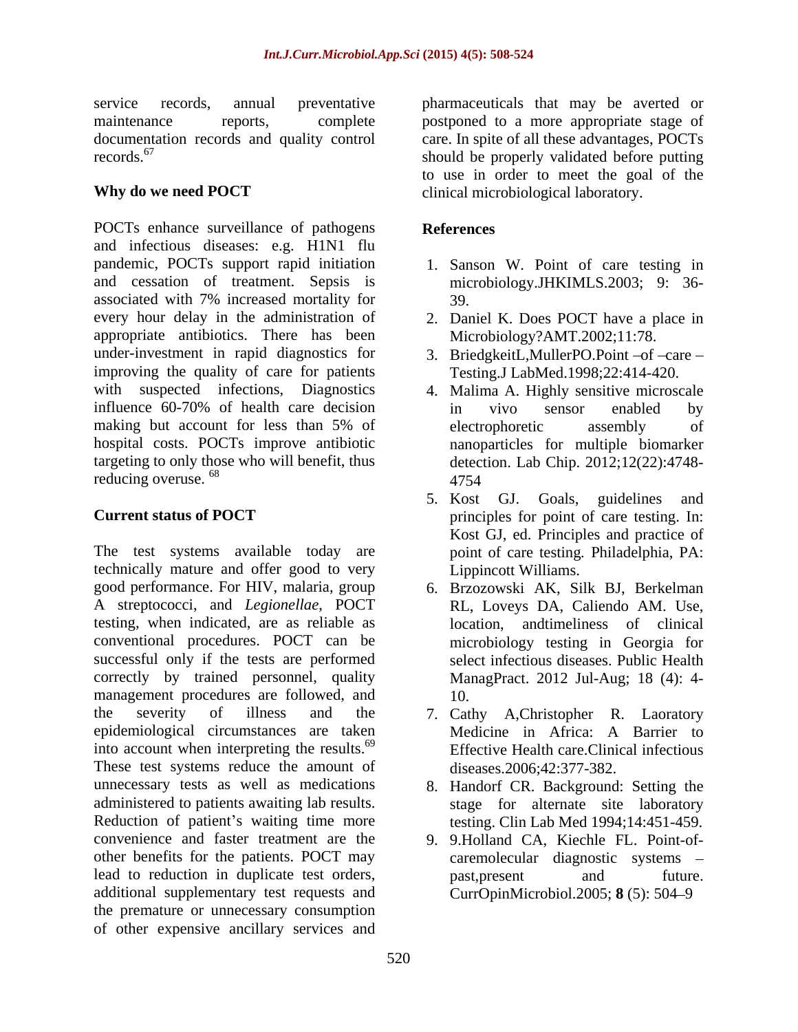service records, annual preventative maintenance reports, complete documentation records and quality control records.[67]

## Why do we need POCT

POCTs enhance surveillance of pathogens and infectious diseases: e.g. H1N1 flu pandemic, POCTs support rapid initiation and cessation of treatment. Sepsis is associated with 7% increased mortality for every hour delay in the administration of appropriate antibiotics. There has been under-investment in rapid diagnostics for improving the quality of care for patients with suspected infections, Diagnostics influence 60-70% of health care decision making but account for less than 5% of hospital costs. POCTs improve antibiotic targeting to only those who will benefit, thus reducing overuse. [68]

## Current status of POCT

The test systems available today are technically mature and offer good to very good performance. For HIV, malaria, group A streptococci, and *Legionellae*, POCT testing, when indicated, are as reliable as conventional procedures. POCT can be successful only if the tests are performed correctly by trained personnel, quality management procedures are followed, and the severity of illness and the epidemiological circumstances are taken into account when interpreting the results.[69] These test systems reduce the amount of unnecessary tests as well as medications administered to patients awaiting lab results. Reduction of patient's waiting time more convenience and faster treatment are the other benefits for the patients. POCT may lead to reduction in duplicate test orders, additional supplementary test requests and the premature or unnecessary consumption of other expensive ancillary services and pharmaceuticals that may be averted or postponed to a more appropriate stage of care. In spite of all these advantages, POCTs should be properly validated before putting to use in order to meet the goal of the clinical microbiological laboratory.

## References

1. Sanson W. Point of care testing in microbiology.JHKIMLS.2003; 9: 36-39.
2. Daniel K. Does POCT have a place in Microbiology?AMT.2002;11:78.
3. BriedgkeitL,MullerPO.Point –of –care –Testing.J LabMed.1998;22:414-420.
4. Malima A. Highly sensitive microscale in vivo sensor enabled by electrophoretic assembly of nanoparticles for multiple biomarker detection. Lab Chip. 2012;12(22):4748-4754
5. Kost GJ. Goals, guidelines and principles for point of care testing. In: Kost GJ, ed. Principles and practice of point of care testing. Philadelphia, PA: Lippincott Williams.
6. Brzozowski AK, Silk BJ, Berkelman RL, Loveys DA, Caliendo AM. Use, location, andtimeliness of clinical microbiology testing in Georgia for select infectious diseases. Public Health ManagPract. 2012 Jul-Aug; 18 (4): 4-10.
7. Cathy A,Christopher R. Laoratory Medicine in Africa: A Barrier to Effective Health care.Clinical infectious diseases.2006;42:377-382.
8. Handorf CR. Background: Setting the stage for alternate site laboratory testing. Clin Lab Med 1994;14:451-459.
9. 9.Holland CA, Kiechle FL. Point-of-caremolecular diagnostic systems – past,present and future. CurrOpinMicrobiol.2005; **8** (5): 504–9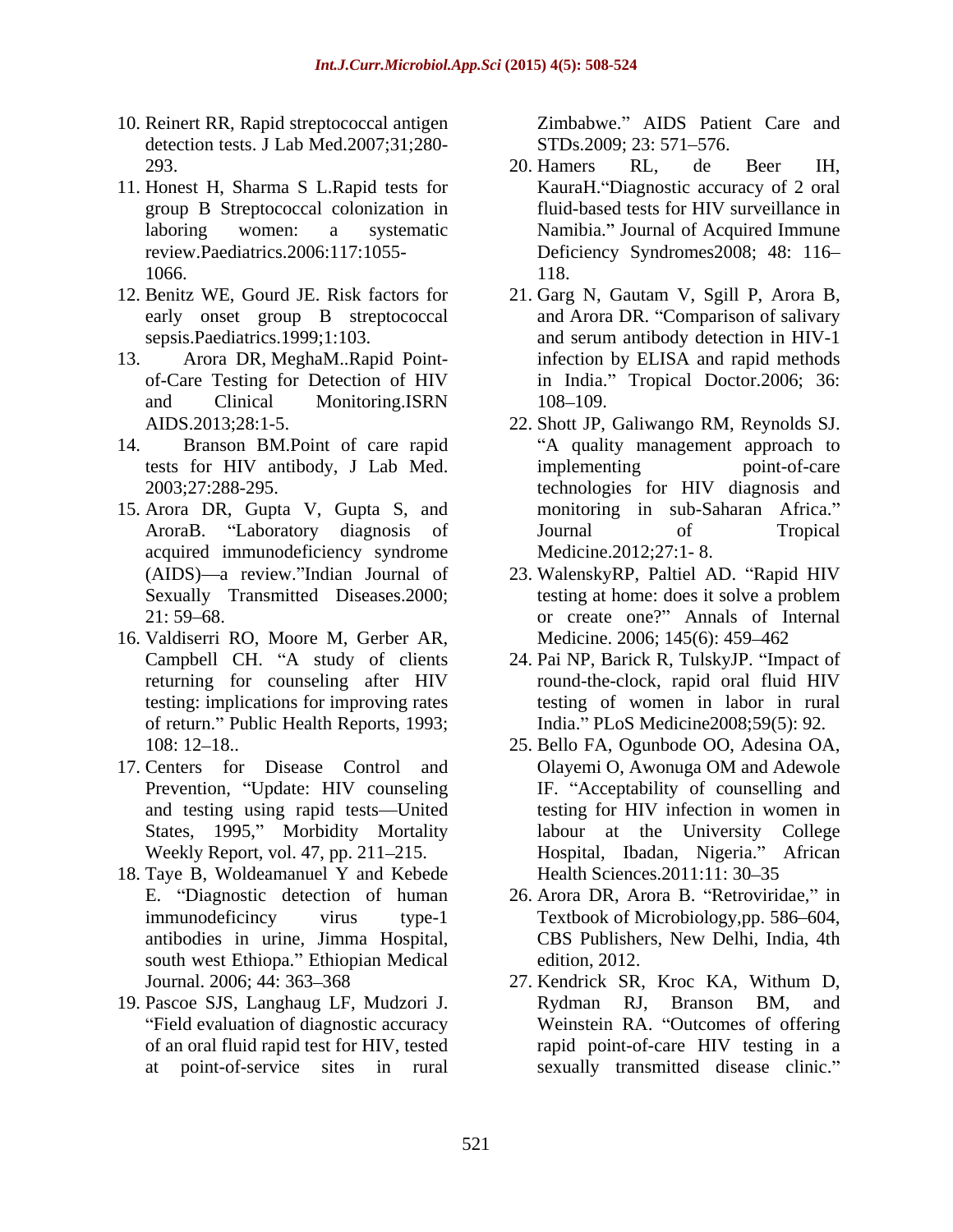10. Reinert RR, Rapid streptococcal antigen detection tests. J Lab Med.2007;31;280-293.
11. Honest H, Sharma S L.Rapid tests for group B Streptococcal colonization in laboring women: a systematic review.Paediatrics.2006:117:1055-1066.
12. Benitz WE, Gourd JE. Risk factors for early onset group B streptococcal sepsis.Paediatrics.1999;1:103.
13. Arora DR, MeghaM..Rapid Point-of-Care Testing for Detection of HIV and Clinical Monitoring.ISRN AIDS.2013;28:1-5.
14. Branson BM.Point of care rapid tests for HIV antibody, J Lab Med. 2003;27:288-295.
15. Arora DR, Gupta V, Gupta S, and AroraB. "Laboratory diagnosis of acquired immunodeficiency syndrome (AIDS)—a review."Indian Journal of Sexually Transmitted Diseases.2000; 21: 59–68.
16. Valdiserri RO, Moore M, Gerber AR, Campbell CH. "A study of clients returning for counseling after HIV testing: implications for improving rates of return." Public Health Reports, 1993; 108: 12–18..
17. Centers for Disease Control and Prevention, "Update: HIV counseling and testing using rapid tests—United States, 1995," Morbidity Mortality Weekly Report, vol. 47, pp. 211–215.
18. Taye B, Woldeamanuel Y and Kebede E. "Diagnostic detection of human immunodeficincy virus type-1 antibodies in urine, Jimma Hospital, south west Ethiopa." Ethiopian Medical Journal. 2006; 44: 363–368
19. Pascoe SJS, Langhaug LF, Mudzori J. "Field evaluation of diagnostic accuracy of an oral fluid rapid test for HIV, tested at point-of-service sites in rural Zimbabwe." AIDS Patient Care and STDs.2009; 23: 571–576.
20. Hamers RL, de Beer IH, KauraH."Diagnostic accuracy of 2 oral fluid-based tests for HIV surveillance in Namibia." Journal of Acquired Immune Deficiency Syndromes2008; 48: 116–118.
21. Garg N, Gautam V, Sgill P, Arora B, and Arora DR. "Comparison of salivary and serum antibody detection in HIV-1 infection by ELISA and rapid methods in India." Tropical Doctor.2006; 36: 108–109.
22. Shott JP, Galiwango RM, Reynolds SJ. "A quality management approach to implementing point-of-care technologies for HIV diagnosis and monitoring in sub-Saharan Africa." Journal of Tropical Medicine.2012;27:1- 8.
23. WalenskyRP, Paltiel AD. "Rapid HIV testing at home: does it solve a problem or create one?" Annals of Internal Medicine. 2006; 145(6): 459–462
24. Pai NP, Barick R, TulskyJP. "Impact of round-the-clock, rapid oral fluid HIV testing of women in labor in rural India." PLoS Medicine2008;59(5): 92.
25. Bello FA, Ogunbode OO, Adesina OA, Olayemi O, Awonuga OM and Adewole IF. "Acceptability of counselling and testing for HIV infection in women in labour at the University College Hospital, Ibadan, Nigeria." African Health Sciences.2011:11: 30–35
26. Arora DR, Arora B. "Retroviridae," in Textbook of Microbiology,pp. 586–604, CBS Publishers, New Delhi, India, 4th edition, 2012.
27. Kendrick SR, Kroc KA, Withum D, Rydman RJ, Branson BM, and Weinstein RA. "Outcomes of offering rapid point-of-care HIV testing in a sexually transmitted disease clinic."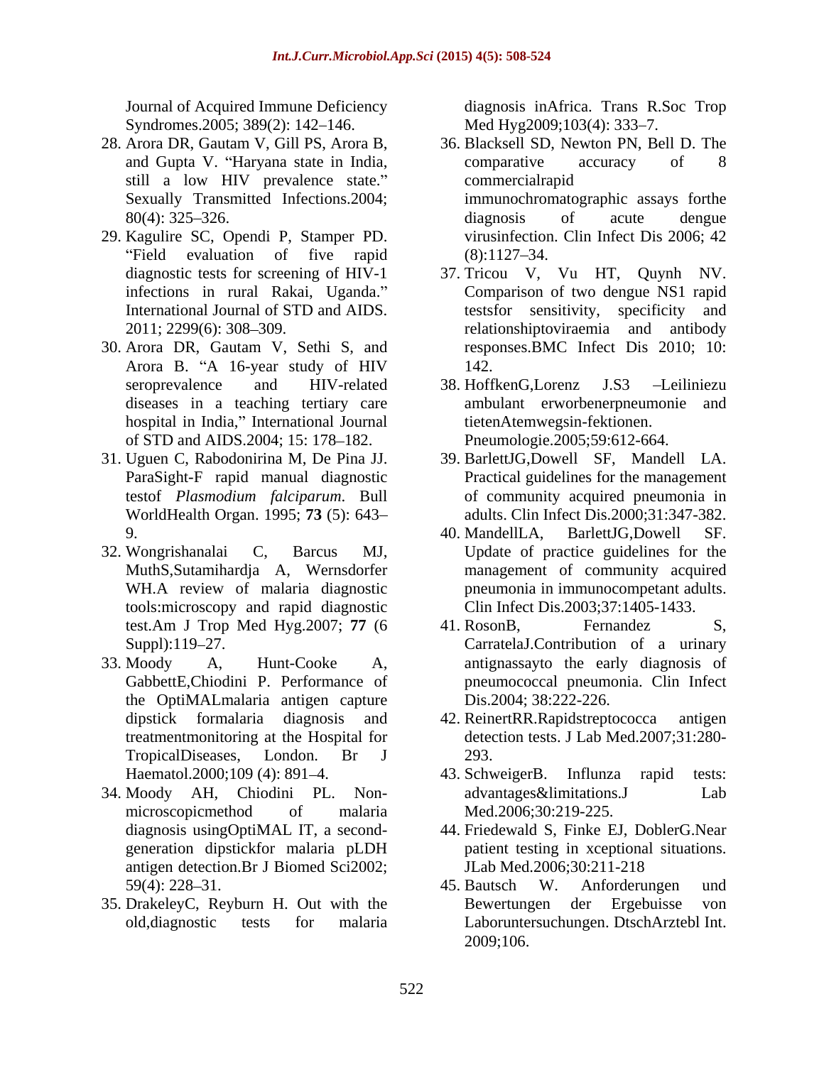Journal of Acquired Immune Deficiency Syndromes.2005; 389(2): 142–146.

28. Arora DR, Gautam V, Gill PS, Arora B, and Gupta V. "Haryana state in India, still a low HIV prevalence state." Sexually Transmitted Infections.2004; 80(4): 325–326.
29. Kagulire SC, Opendi P, Stamper PD. "Field evaluation of five rapid diagnostic tests for screening of HIV-1 infections in rural Rakai, Uganda." International Journal of STD and AIDS. 2011; 2299(6): 308–309.
30. Arora DR, Gautam V, Sethi S, and Arora B. "A 16-year study of HIV seroprevalence and HIV-related diseases in a teaching tertiary care hospital in India," International Journal of STD and AIDS.2004; 15: 178–182.
31. Uguen C, Rabodonirina M, De Pina JJ. ParaSight-F rapid manual diagnostic testof *Plasmodium falciparum*. Bull WorldHealth Organ. 1995; **73** (5): 643–9.
32. Wongrishanalai C, Barcus MJ, MuthS,Sutamihardja A, Wernsdorfer WH.A review of malaria diagnostic tools:microscopy and rapid diagnostic test.Am J Trop Med Hyg.2007; **77** (6 Suppl):119–27.
33. Moody A, Hunt-Cooke A, GabbettE,Chiodini P. Performance of the OptiMALmalaria antigen capture dipstick formalaria diagnosis and treatmentmonitoring at the Hospital for TropicalDiseases, London. Br J Haematol.2000;109 (4): 891–4.
34. Moody AH, Chiodini PL. Non-microscopicmethod of malaria diagnosis usingOptiMAL IT, a second-generation dipstickfor malaria pLDH antigen detection.Br J Biomed Sci2002; 59(4): 228–31.
35. DrakeleyC, Reyburn H. Out with the old,diagnostic tests for malaria diagnosis inAfrica. Trans R.Soc Trop Med Hyg2009;103(4): 333–7.
36. Blacksell SD, Newton PN, Bell D. The comparative accuracy of 8 commercialrapid immunochromatographic assays forthe diagnosis of acute dengue virusinfection. Clin Infect Dis 2006; 42 (8):1127–34.
37. Tricou V, Vu HT, Quynh NV. Comparison of two dengue NS1 rapid testsfor sensitivity, specificity and relationshiptoviraemia and antibody responses.BMC Infect Dis 2010; 10: 142.
38. HoffkenG,Lorenz J.S3 –Leiliniezu ambulant erworbenerpneumonie and tietenAtemwegsin-fektionen. Pneumologie.2005;59:612-664.
39. BarlettJG,Dowell SF, Mandell LA. Practical guidelines for the management of community acquired pneumonia in adults. Clin Infect Dis.2000;31:347-382.
40. MandellLA, BarlettJG,Dowell SF. Update of practice guidelines for the management of community acquired pneumonia in immunocompetant adults. Clin Infect Dis.2003;37:1405-1433.
41. RosonB, Fernandez S, CarratelaJ.Contribution of a urinary antignassayto the early diagnosis of pneumococcal pneumonia. Clin Infect Dis.2004; 38:222-226.
42. ReinertRR.Rapidstreptococca antigen detection tests. J Lab Med.2007;31:280-293.
43. SchweigerB. Influnza rapid tests: advantages&limitations.J Lab Med.2006;30:219-225.
44. Friedewald S, Finke EJ, DoblerG.Near patient testing in xceptional situations. JLab Med.2006;30:211-218
45. Bautsch W. Anforderungen und Bewertungen der Ergebuisse von Laboruntersuchungen. DtschArztebl Int. 2009;106.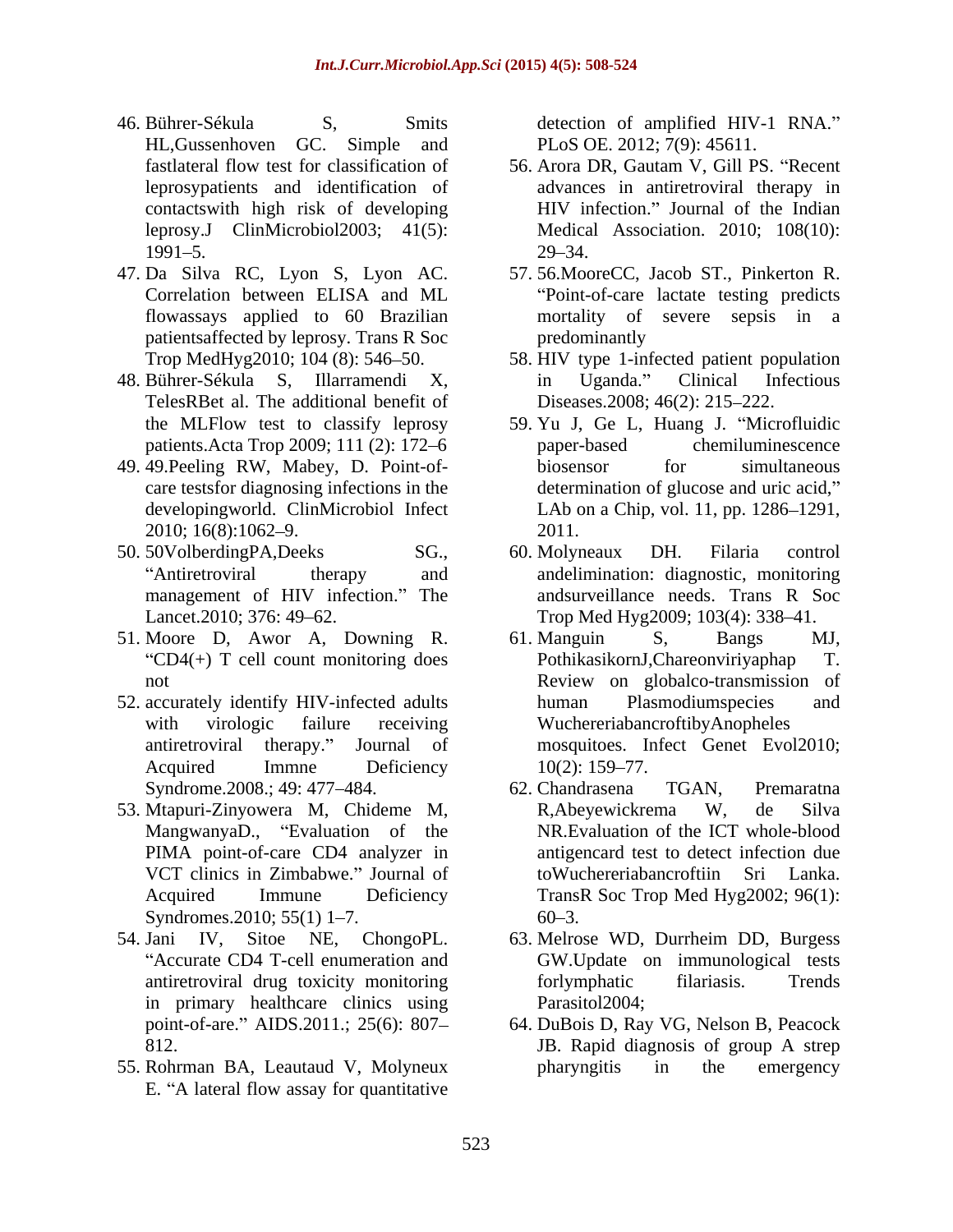46. Bührer-Sékula S, Smits HL,Gussenhoven GC. Simple and fastlateral flow test for classification of leprosypatients and identification of contactswith high risk of developing leprosy.J ClinMicrobiol2003; 41(5): 1991–5.
47. Da Silva RC, Lyon S, Lyon AC. Correlation between ELISA and ML flowassays applied to 60 Brazilian patientsaffected by leprosy. Trans R Soc Trop MedHyg2010; 104 (8): 546–50.
48. Bührer-Sékula S, Illarramendi X, TelesRBet al. The additional benefit of the MLFlow test to classify leprosy patients.Acta Trop 2009; 111 (2): 172–6
49. 49.Peeling RW, Mabey, D. Point-of-care testsfor diagnosing infections in the developingworld. ClinMicrobiol Infect 2010; 16(8):1062–9.
50. 50VolberdingPA,Deeks SG., "Antiretroviral therapy and management of HIV infection." The Lancet.2010; 376: 49–62.
51. Moore D, Awor A, Downing R. "CD4(+) T cell count monitoring does not
52. accurately identify HIV-infected adults with virologic failure receiving antiretroviral therapy." Journal of Acquired Immne Deficiency Syndrome.2008.; 49: 477–484.
53. Mtapuri-Zinyowera M, Chideme M, MangwanyaD., "Evaluation of the PIMA point-of-care CD4 analyzer in VCT clinics in Zimbabwe." Journal of Acquired Immune Deficiency Syndromes.2010; 55(1) 1–7.
54. Jani IV, Sitoe NE, ChongoPL. "Accurate CD4 T-cell enumeration and antiretroviral drug toxicity monitoring in primary healthcare clinics using point-of-are." AIDS.2011.; 25(6): 807–812.
55. Rohrman BA, Leautaud V, Molyneux E. "A lateral flow assay for quantitative detection of amplified HIV-1 RNA." PLoS OE. 2012; 7(9): 45611.
56. Arora DR, Gautam V, Gill PS. "Recent advances in antiretroviral therapy in HIV infection." Journal of the Indian Medical Association. 2010; 108(10): 29–34.
57. 56.MooreCC, Jacob ST., Pinkerton R. "Point-of-care lactate testing predicts mortality of severe sepsis in a predominantly
58. HIV type 1-infected patient population in Uganda." Clinical Infectious Diseases.2008; 46(2): 215–222.
59. Yu J, Ge L, Huang J. "Microfluidic paper-based chemiluminescence biosensor for simultaneous determination of glucose and uric acid," LAb on a Chip, vol. 11, pp. 1286–1291, 2011.
60. Molyneaux DH. Filaria control andelimination: diagnostic, monitoring andsurveillance needs. Trans R Soc Trop Med Hyg2009; 103(4): 338–41.
61. Manguin S, Bangs MJ, PothikasikornJ,Chareonviriyaphap T. Review on globalco-transmission of human Plasmodiumspecies and WuchereriabancroftibyAnopheles mosquitoes. Infect Genet Evol2010; 10(2): 159–77.
62. Chandrasena TGAN, Premaratna R,Abeyewickrema W, de Silva NR.Evaluation of the ICT whole-blood antigencard test to detect infection due toWuchereriabancroftiin Sri Lanka. TransR Soc Trop Med Hyg2002; 96(1): 60–3.
63. Melrose WD, Durrheim DD, Burgess GW.Update on immunological tests forlymphatic filariasis. Trends Parasitol2004;
64. DuBois D, Ray VG, Nelson B, Peacock JB. Rapid diagnosis of group A strep pharyngitis in the emergency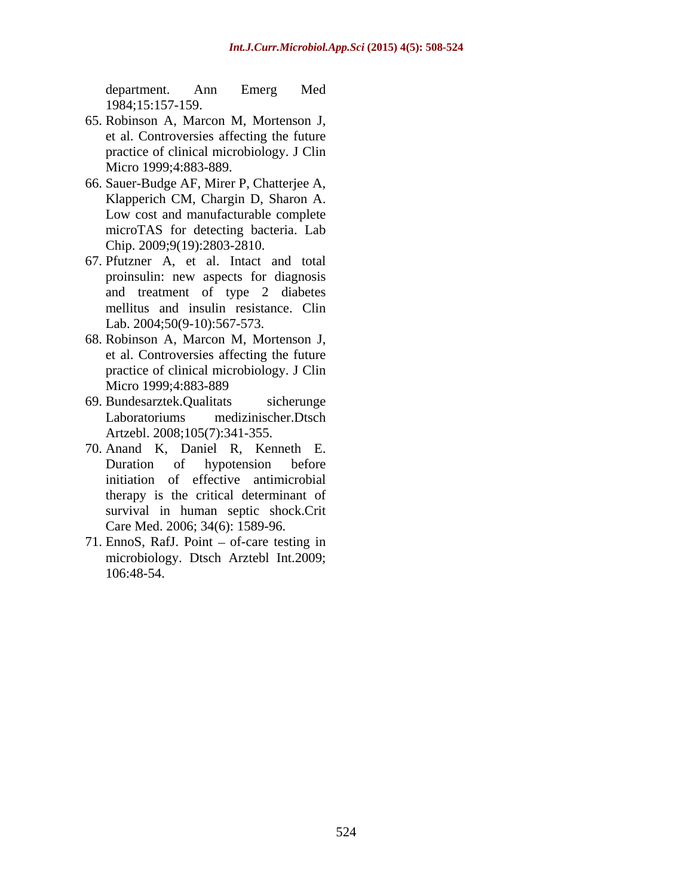department. Ann Emerg Med 1984;15:157-159.

65. Robinson A, Marcon M, Mortenson J, et al. Controversies affecting the future practice of clinical microbiology. J Clin Micro 1999;4:883-889.
66. Sauer-Budge AF, Mirer P, Chatterjee A, Klapperich CM, Chargin D, Sharon A. Low cost and manufacturable complete microTAS for detecting bacteria. Lab Chip. 2009;9(19):2803-2810.
67. Pfutzner A, et al. Intact and total proinsulin: new aspects for diagnosis and treatment of type 2 diabetes mellitus and insulin resistance. Clin Lab. 2004;50(9-10):567-573.
68. Robinson A, Marcon M, Mortenson J, et al. Controversies affecting the future practice of clinical microbiology. J Clin Micro 1999;4:883-889
69. Bundesarztek.Qualitats sicherunge Laboratoriums medizinischer.Dtsch Artzebl. 2008;105(7):341-355.
70. Anand K, Daniel R, Kenneth E. Duration of hypotension before initiation of effective antimicrobial therapy is the critical determinant of survival in human septic shock.Crit Care Med. 2006; 34(6): 1589-96.
71. EnnoS, RafJ. Point – of-care testing in microbiology. Dtsch Arztebl Int.2009; 106:48-54.